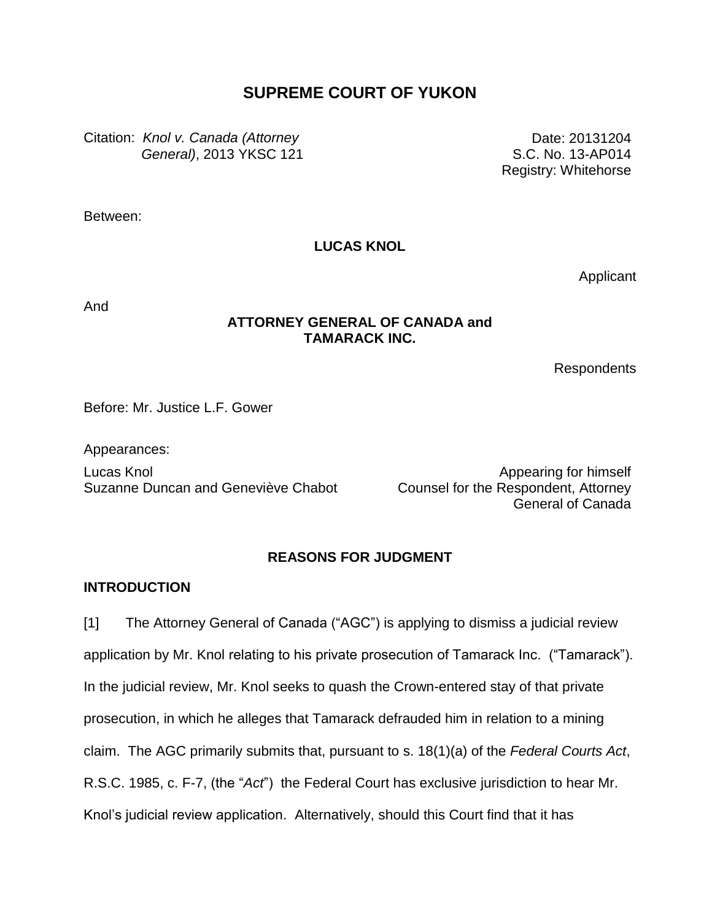# SUPREME COURT OF YUKON

Citation: *Knol v. Canada (Attorney General)*, 2013 YKSC 121

Date: 20131204
S.C. No. 13-AP014
Registry: Whitehorse

Between:

**LUCAS KNOL**

Applicant

And

**ATTORNEY GENERAL OF CANADA and TAMARACK INC.**

Respondents

Before: Mr. Justice L.F. Gower

Appearances:

| | |
|---|---|
| Lucas Knol | Appearing for himself |
| Suzanne Duncan and Geneviève Chabot | Counsel for the Respondent, Attorney General of Canada |

## REASONS FOR JUDGMENT

### INTRODUCTION

[1] The Attorney General of Canada ("AGC") is applying to dismiss a judicial review application by Mr. Knol relating to his private prosecution of Tamarack Inc. ("Tamarack"). In the judicial review, Mr. Knol seeks to quash the Crown-entered stay of that private prosecution, in which he alleges that Tamarack defrauded him in relation to a mining claim. The AGC primarily submits that, pursuant to s. 18(1)(a) of the *Federal Courts Act*, R.S.C. 1985, c. F-7, (the "*Act*") the Federal Court has exclusive jurisdiction to hear Mr. Knol's judicial review application. Alternatively, should this Court find that it has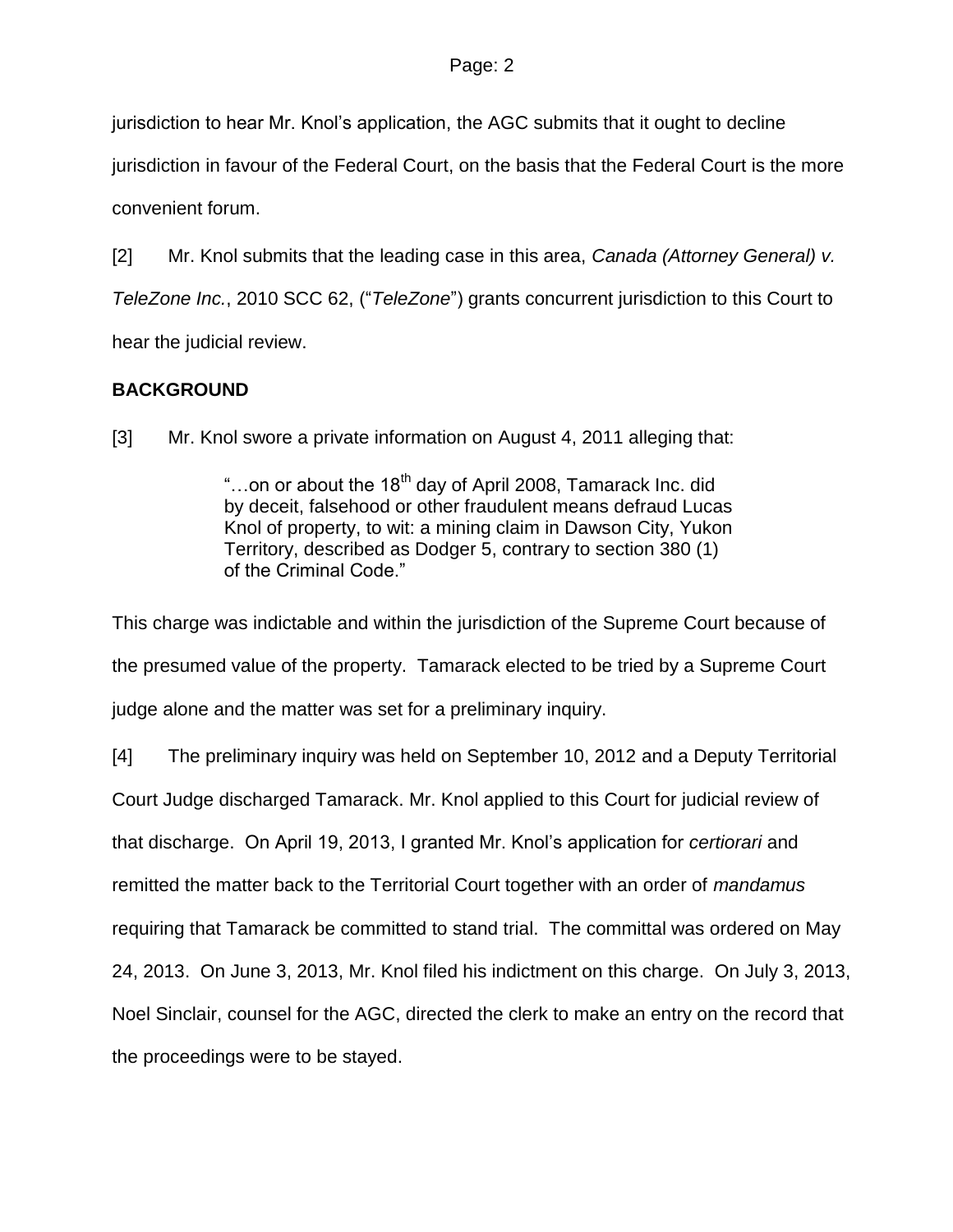jurisdiction to hear Mr. Knol's application, the AGC submits that it ought to decline jurisdiction in favour of the Federal Court, on the basis that the Federal Court is the more convenient forum.

[2] Mr. Knol submits that the leading case in this area, *Canada (Attorney General) v. TeleZone Inc.*, 2010 SCC 62, ("*TeleZone*") grants concurrent jurisdiction to this Court to hear the judicial review.

**BACKGROUND**

[3] Mr. Knol swore a private information on August 4, 2011 alleging that:

> "…on or about the 18th day of April 2008, Tamarack Inc. did by deceit, falsehood or other fraudulent means defraud Lucas Knol of property, to wit: a mining claim in Dawson City, Yukon Territory, described as Dodger 5, contrary to section 380 (1) of the Criminal Code."

This charge was indictable and within the jurisdiction of the Supreme Court because of the presumed value of the property. Tamarack elected to be tried by a Supreme Court judge alone and the matter was set for a preliminary inquiry.

[4] The preliminary inquiry was held on September 10, 2012 and a Deputy Territorial Court Judge discharged Tamarack. Mr. Knol applied to this Court for judicial review of that discharge. On April 19, 2013, I granted Mr. Knol's application for *certiorari* and remitted the matter back to the Territorial Court together with an order of *mandamus* requiring that Tamarack be committed to stand trial. The committal was ordered on May 24, 2013. On June 3, 2013, Mr. Knol filed his indictment on this charge. On July 3, 2013, Noel Sinclair, counsel for the AGC, directed the clerk to make an entry on the record that the proceedings were to be stayed.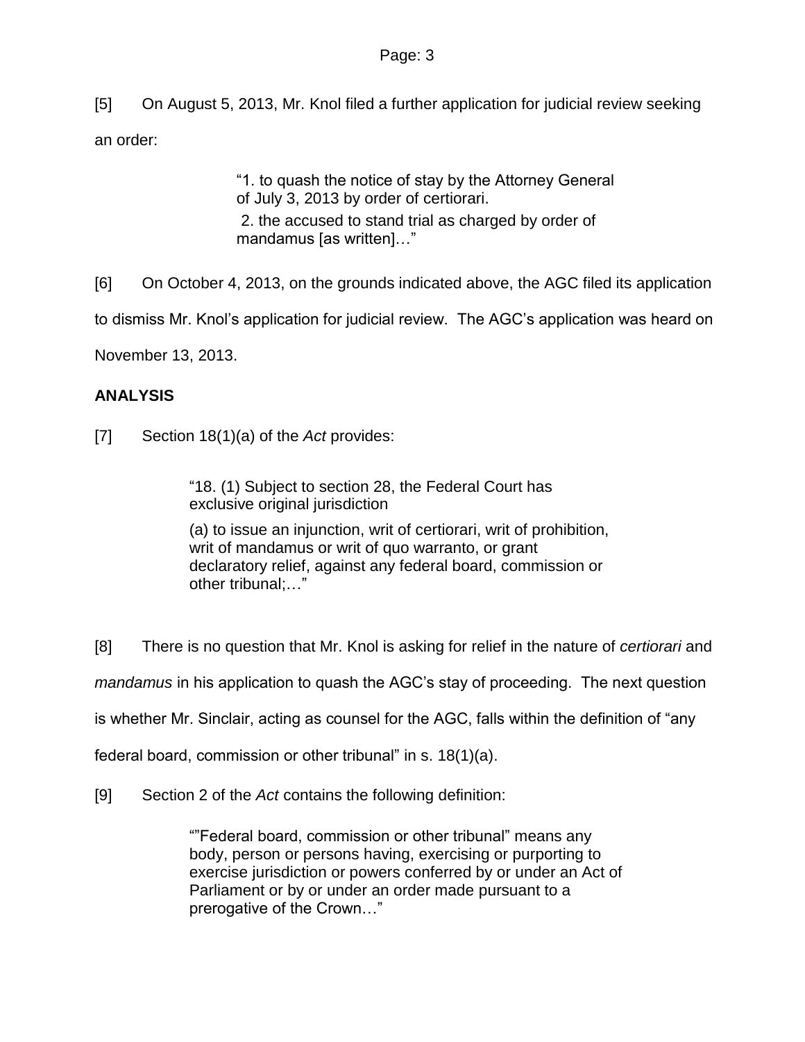[5] On August 5, 2013, Mr. Knol filed a further application for judicial review seeking an order:

> "1. to quash the notice of stay by the Attorney General of July 3, 2013 by order of certiorari.
> 2. the accused to stand trial as charged by order of mandamus [as written]…"

[6] On October 4, 2013, on the grounds indicated above, the AGC filed its application to dismiss Mr. Knol's application for judicial review. The AGC's application was heard on November 13, 2013.

**ANALYSIS**

[7] Section 18(1)(a) of the *Act* provides:

> "18. (1) Subject to section 28, the Federal Court has exclusive original jurisdiction
>
> (a) to issue an injunction, writ of certiorari, writ of prohibition, writ of mandamus or writ of quo warranto, or grant declaratory relief, against any federal board, commission or other tribunal;…"

[8] There is no question that Mr. Knol is asking for relief in the nature of *certiorari* and *mandamus* in his application to quash the AGC's stay of proceeding. The next question is whether Mr. Sinclair, acting as counsel for the AGC, falls within the definition of "any federal board, commission or other tribunal" in s. 18(1)(a).

[9] Section 2 of the *Act* contains the following definition:

> ""Federal board, commission or other tribunal" means any body, person or persons having, exercising or purporting to exercise jurisdiction or powers conferred by or under an Act of Parliament or by or under an order made pursuant to a prerogative of the Crown…"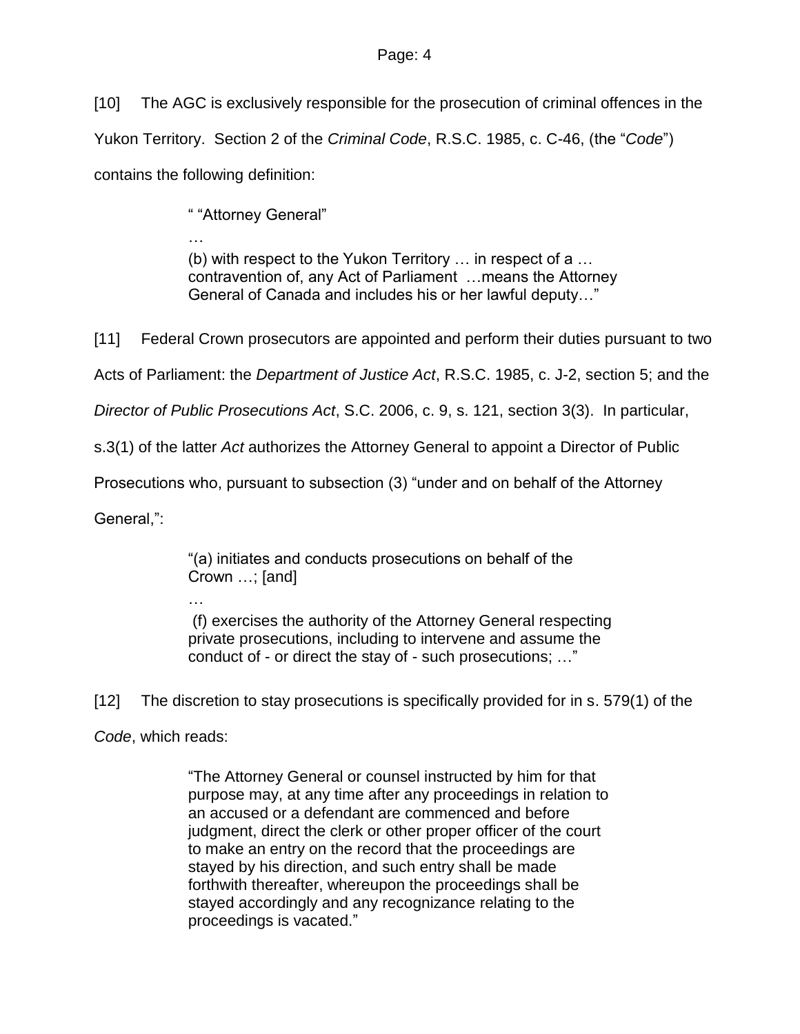[10] The AGC is exclusively responsible for the prosecution of criminal offences in the Yukon Territory. Section 2 of the *Criminal Code*, R.S.C. 1985, c. C-46, (the "*Code*") contains the following definition:

> " "Attorney General"
>
> …
>
> (b) with respect to the Yukon Territory … in respect of a … contravention of, any Act of Parliament …means the Attorney General of Canada and includes his or her lawful deputy…"

[11] Federal Crown prosecutors are appointed and perform their duties pursuant to two Acts of Parliament: the *Department of Justice Act*, R.S.C. 1985, c. J-2, section 5; and the *Director of Public Prosecutions Act*, S.C. 2006, c. 9, s. 121, section 3(3). In particular, s.3(1) of the latter *Act* authorizes the Attorney General to appoint a Director of Public Prosecutions who, pursuant to subsection (3) "under and on behalf of the Attorney General,":

> "(a) initiates and conducts prosecutions on behalf of the Crown …; [and]
>
> …
>
> (f) exercises the authority of the Attorney General respecting private prosecutions, including to intervene and assume the conduct of - or direct the stay of - such prosecutions; …"

[12] The discretion to stay prosecutions is specifically provided for in s. 579(1) of the *Code*, which reads:

> "The Attorney General or counsel instructed by him for that purpose may, at any time after any proceedings in relation to an accused or a defendant are commenced and before judgment, direct the clerk or other proper officer of the court to make an entry on the record that the proceedings are stayed by his direction, and such entry shall be made forthwith thereafter, whereupon the proceedings shall be stayed accordingly and any recognizance relating to the proceedings is vacated."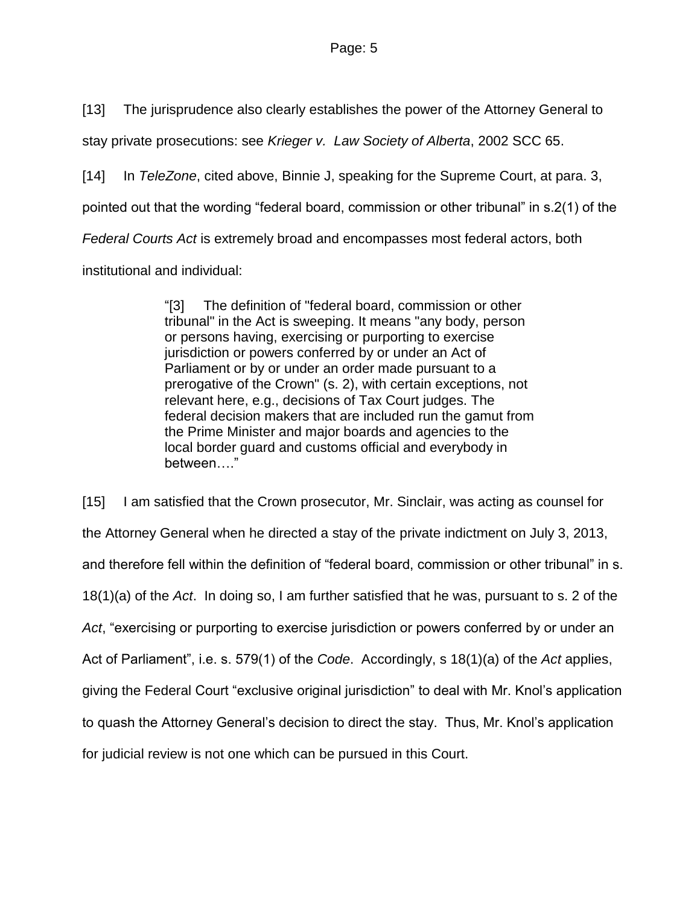[13] The jurisprudence also clearly establishes the power of the Attorney General to stay private prosecutions: see *Krieger v. Law Society of Alberta*, 2002 SCC 65.

[14] In *TeleZone*, cited above, Binnie J, speaking for the Supreme Court, at para. 3, pointed out that the wording "federal board, commission or other tribunal" in s.2(1) of the *Federal Courts Act* is extremely broad and encompasses most federal actors, both institutional and individual:

> "[3] The definition of "federal board, commission or other tribunal" in the Act is sweeping. It means "any body, person or persons having, exercising or purporting to exercise jurisdiction or powers conferred by or under an Act of Parliament or by or under an order made pursuant to a prerogative of the Crown" (s. 2), with certain exceptions, not relevant here, e.g., decisions of Tax Court judges. The federal decision makers that are included run the gamut from the Prime Minister and major boards and agencies to the local border guard and customs official and everybody in between…."

[15] I am satisfied that the Crown prosecutor, Mr. Sinclair, was acting as counsel for the Attorney General when he directed a stay of the private indictment on July 3, 2013, and therefore fell within the definition of "federal board, commission or other tribunal" in s. 18(1)(a) of the *Act*. In doing so, I am further satisfied that he was, pursuant to s. 2 of the *Act*, "exercising or purporting to exercise jurisdiction or powers conferred by or under an Act of Parliament", i.e. s. 579(1) of the *Code*. Accordingly, s 18(1)(a) of the *Act* applies, giving the Federal Court "exclusive original jurisdiction" to deal with Mr. Knol's application to quash the Attorney General's decision to direct the stay. Thus, Mr. Knol's application for judicial review is not one which can be pursued in this Court.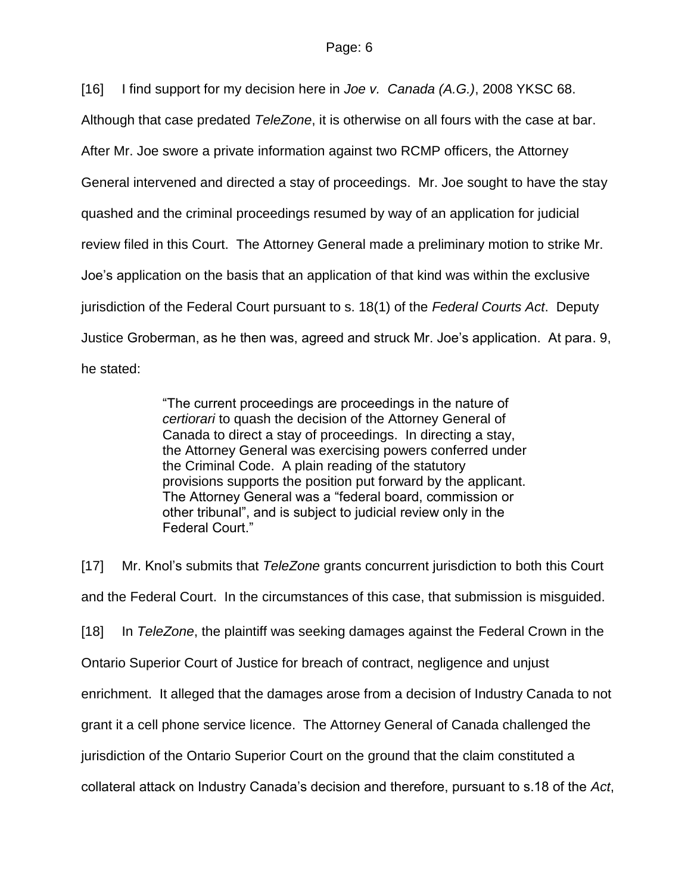[16] I find support for my decision here in *Joe v. Canada (A.G.)*, 2008 YKSC 68. Although that case predated *TeleZone*, it is otherwise on all fours with the case at bar. After Mr. Joe swore a private information against two RCMP officers, the Attorney General intervened and directed a stay of proceedings. Mr. Joe sought to have the stay quashed and the criminal proceedings resumed by way of an application for judicial review filed in this Court. The Attorney General made a preliminary motion to strike Mr. Joe's application on the basis that an application of that kind was within the exclusive jurisdiction of the Federal Court pursuant to s. 18(1) of the *Federal Courts Act*. Deputy Justice Groberman, as he then was, agreed and struck Mr. Joe's application. At para. 9, he stated:

> "The current proceedings are proceedings in the nature of *certiorari* to quash the decision of the Attorney General of Canada to direct a stay of proceedings. In directing a stay, the Attorney General was exercising powers conferred under the Criminal Code. A plain reading of the statutory provisions supports the position put forward by the applicant. The Attorney General was a "federal board, commission or other tribunal", and is subject to judicial review only in the Federal Court."

[17] Mr. Knol's submits that *TeleZone* grants concurrent jurisdiction to both this Court and the Federal Court. In the circumstances of this case, that submission is misguided.

[18] In *TeleZone*, the plaintiff was seeking damages against the Federal Crown in the Ontario Superior Court of Justice for breach of contract, negligence and unjust enrichment. It alleged that the damages arose from a decision of Industry Canada to not grant it a cell phone service licence. The Attorney General of Canada challenged the jurisdiction of the Ontario Superior Court on the ground that the claim constituted a collateral attack on Industry Canada's decision and therefore, pursuant to s.18 of the *Act*,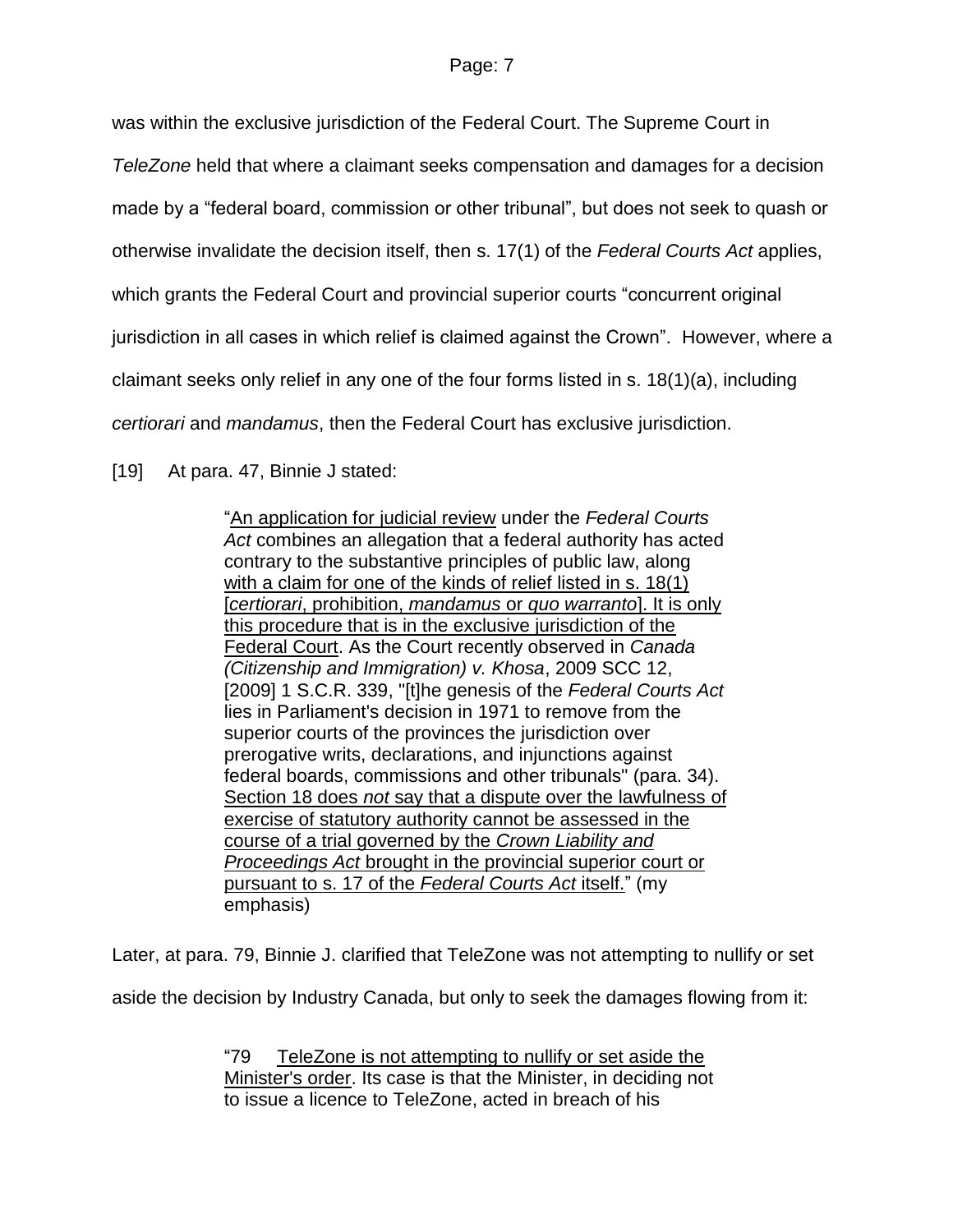was within the exclusive jurisdiction of the Federal Court. The Supreme Court in *TeleZone* held that where a claimant seeks compensation and damages for a decision made by a "federal board, commission or other tribunal", but does not seek to quash or otherwise invalidate the decision itself, then s. 17(1) of the *Federal Courts Act* applies, which grants the Federal Court and provincial superior courts "concurrent original jurisdiction in all cases in which relief is claimed against the Crown". However, where a claimant seeks only relief in any one of the four forms listed in s. 18(1)(a), including *certiorari* and *mandamus*, then the Federal Court has exclusive jurisdiction.

[19] At para. 47, Binnie J stated:

> "<u>An application for judicial review</u> under the *Federal Courts Act* combines an allegation that a federal authority has acted contrary to the substantive principles of public law, along <u>with a claim for one of the kinds of relief listed in s. 18(1) [*certiorari*, prohibition, *mandamus* or *quo warranto*]. It is only this procedure that is in the exclusive jurisdiction of the Federal Court</u>. As the Court recently observed in *Canada (Citizenship and Immigration) v. Khosa*, 2009 SCC 12, [2009] 1 S.C.R. 339, "[t]he genesis of the *Federal Courts Act* lies in Parliament's decision in 1971 to remove from the superior courts of the provinces the jurisdiction over prerogative writs, declarations, and injunctions against federal boards, commissions and other tribunals" (para. 34). <u>Section 18 does *not* say that a dispute over the lawfulness of exercise of statutory authority cannot be assessed in the course of a trial governed by the *Crown Liability and Proceedings Act* brought in the provincial superior court or pursuant to s. 17 of the *Federal Courts Act* itself.</u>" (my emphasis)

Later, at para. 79, Binnie J. clarified that TeleZone was not attempting to nullify or set aside the decision by Industry Canada, but only to seek the damages flowing from it:

> "79 <u>TeleZone is not attempting to nullify or set aside the Minister's order</u>. Its case is that the Minister, in deciding not to issue a licence to TeleZone, acted in breach of his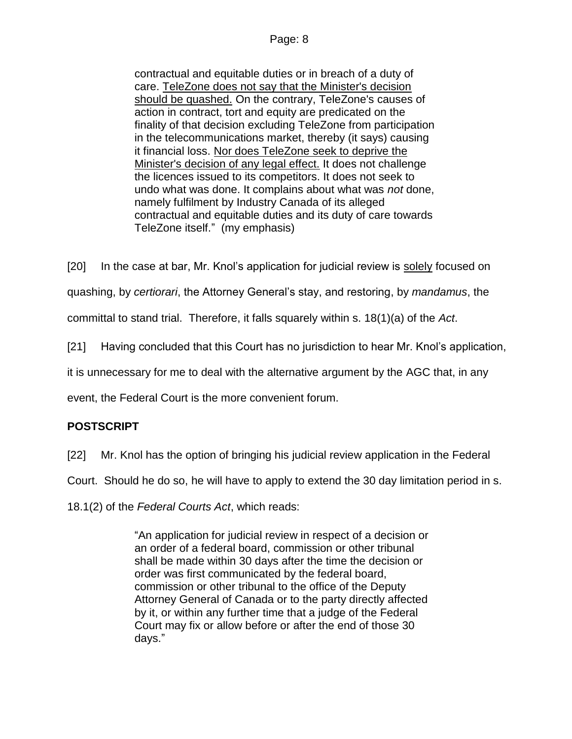> contractual and equitable duties or in breach of a duty of care. <u>TeleZone does not say that the Minister's decision should be quashed.</u> On the contrary, TeleZone's causes of action in contract, tort and equity are predicated on the finality of that decision excluding TeleZone from participation in the telecommunications market, thereby (it says) causing it financial loss. <u>Nor does TeleZone seek to deprive the Minister's decision of any legal effect.</u> It does not challenge the licences issued to its competitors. It does not seek to undo what was done. It complains about what was *not* done, namely fulfilment by Industry Canada of its alleged contractual and equitable duties and its duty of care towards TeleZone itself." (my emphasis)

[20] In the case at bar, Mr. Knol's application for judicial review is <u>solely</u> focused on quashing, by *certiorari*, the Attorney General's stay, and restoring, by *mandamus*, the committal to stand trial. Therefore, it falls squarely within s. 18(1)(a) of the *Act*.

[21] Having concluded that this Court has no jurisdiction to hear Mr. Knol's application, it is unnecessary for me to deal with the alternative argument by the AGC that, in any event, the Federal Court is the more convenient forum.

**POSTSCRIPT**

[22] Mr. Knol has the option of bringing his judicial review application in the Federal Court. Should he do so, he will have to apply to extend the 30 day limitation period in s. 18.1(2) of the *Federal Courts Act*, which reads:

> "An application for judicial review in respect of a decision or an order of a federal board, commission or other tribunal shall be made within 30 days after the time the decision or order was first communicated by the federal board, commission or other tribunal to the office of the Deputy Attorney General of Canada or to the party directly affected by it, or within any further time that a judge of the Federal Court may fix or allow before or after the end of those 30 days."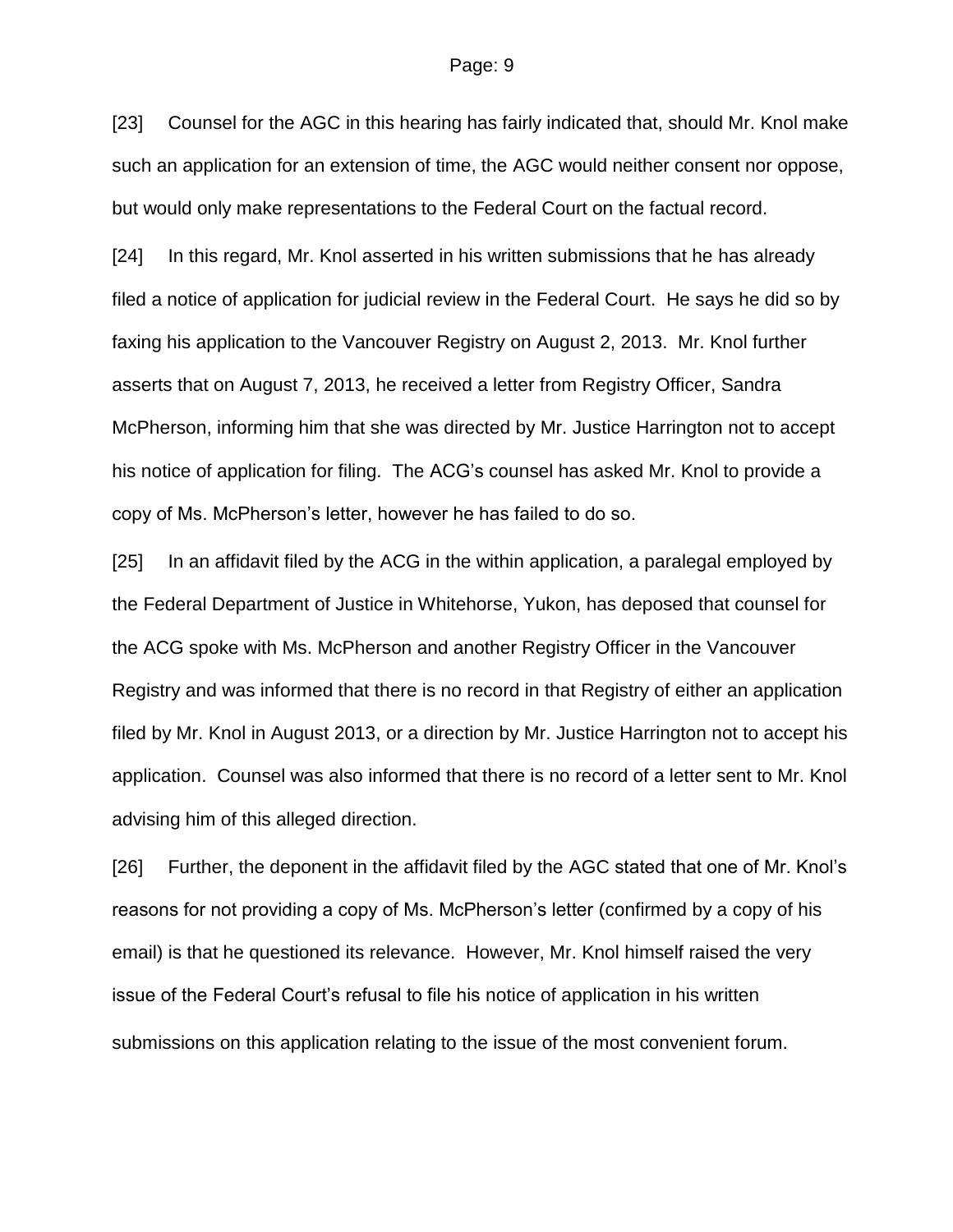[23] Counsel for the AGC in this hearing has fairly indicated that, should Mr. Knol make such an application for an extension of time, the AGC would neither consent nor oppose, but would only make representations to the Federal Court on the factual record.

[24] In this regard, Mr. Knol asserted in his written submissions that he has already filed a notice of application for judicial review in the Federal Court. He says he did so by faxing his application to the Vancouver Registry on August 2, 2013. Mr. Knol further asserts that on August 7, 2013, he received a letter from Registry Officer, Sandra McPherson, informing him that she was directed by Mr. Justice Harrington not to accept his notice of application for filing. The ACG's counsel has asked Mr. Knol to provide a copy of Ms. McPherson's letter, however he has failed to do so.

[25] In an affidavit filed by the ACG in the within application, a paralegal employed by the Federal Department of Justice in Whitehorse, Yukon, has deposed that counsel for the ACG spoke with Ms. McPherson and another Registry Officer in the Vancouver Registry and was informed that there is no record in that Registry of either an application filed by Mr. Knol in August 2013, or a direction by Mr. Justice Harrington not to accept his application. Counsel was also informed that there is no record of a letter sent to Mr. Knol advising him of this alleged direction.

[26] Further, the deponent in the affidavit filed by the AGC stated that one of Mr. Knol's reasons for not providing a copy of Ms. McPherson's letter (confirmed by a copy of his email) is that he questioned its relevance. However, Mr. Knol himself raised the very issue of the Federal Court's refusal to file his notice of application in his written submissions on this application relating to the issue of the most convenient forum.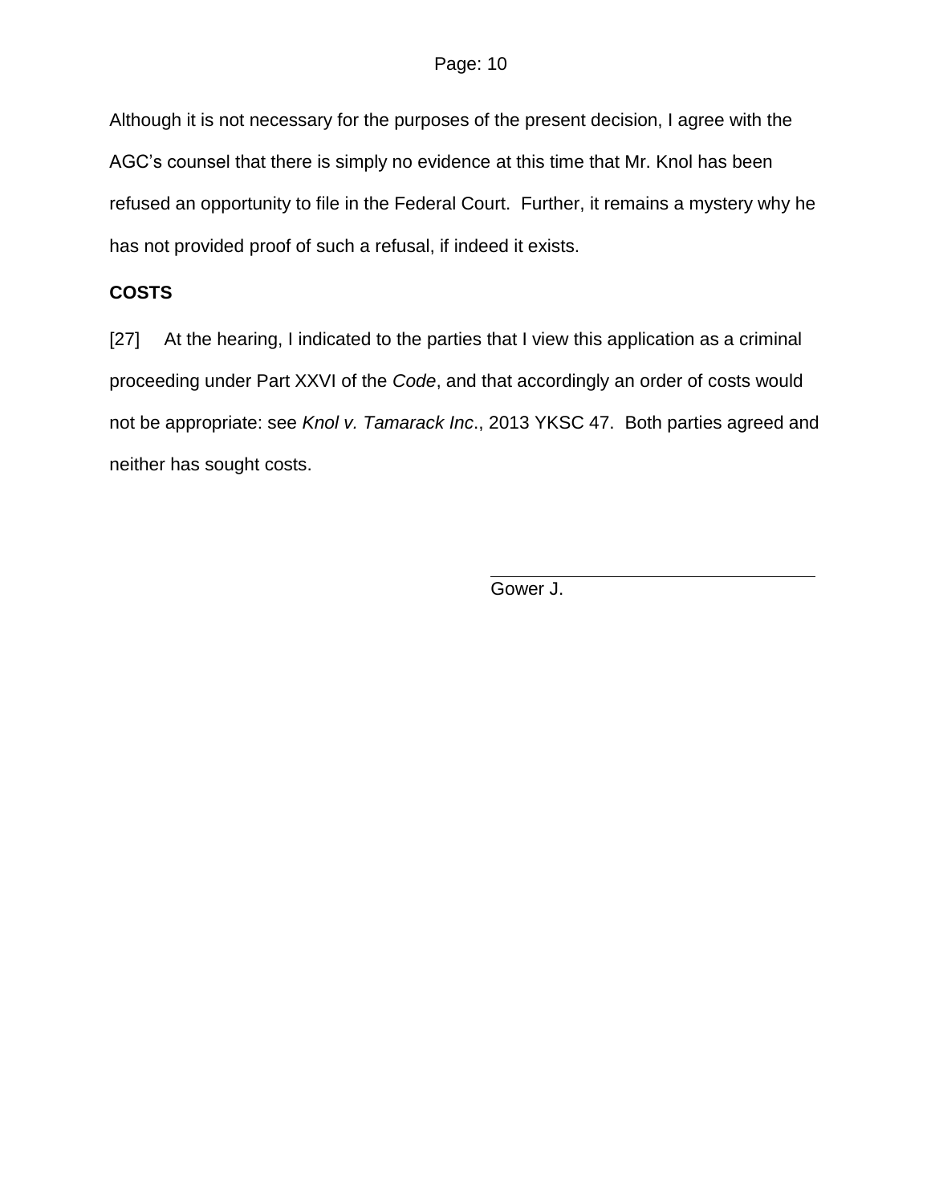Although it is not necessary for the purposes of the present decision, I agree with the AGC's counsel that there is simply no evidence at this time that Mr. Knol has been refused an opportunity to file in the Federal Court. Further, it remains a mystery why he has not provided proof of such a refusal, if indeed it exists.

**COSTS**

[27] At the hearing, I indicated to the parties that I view this application as a criminal proceeding under Part XXVI of the *Code*, and that accordingly an order of costs would not be appropriate: see *Knol v. Tamarack Inc*., 2013 YKSC 47. Both parties agreed and neither has sought costs.

Gower J.